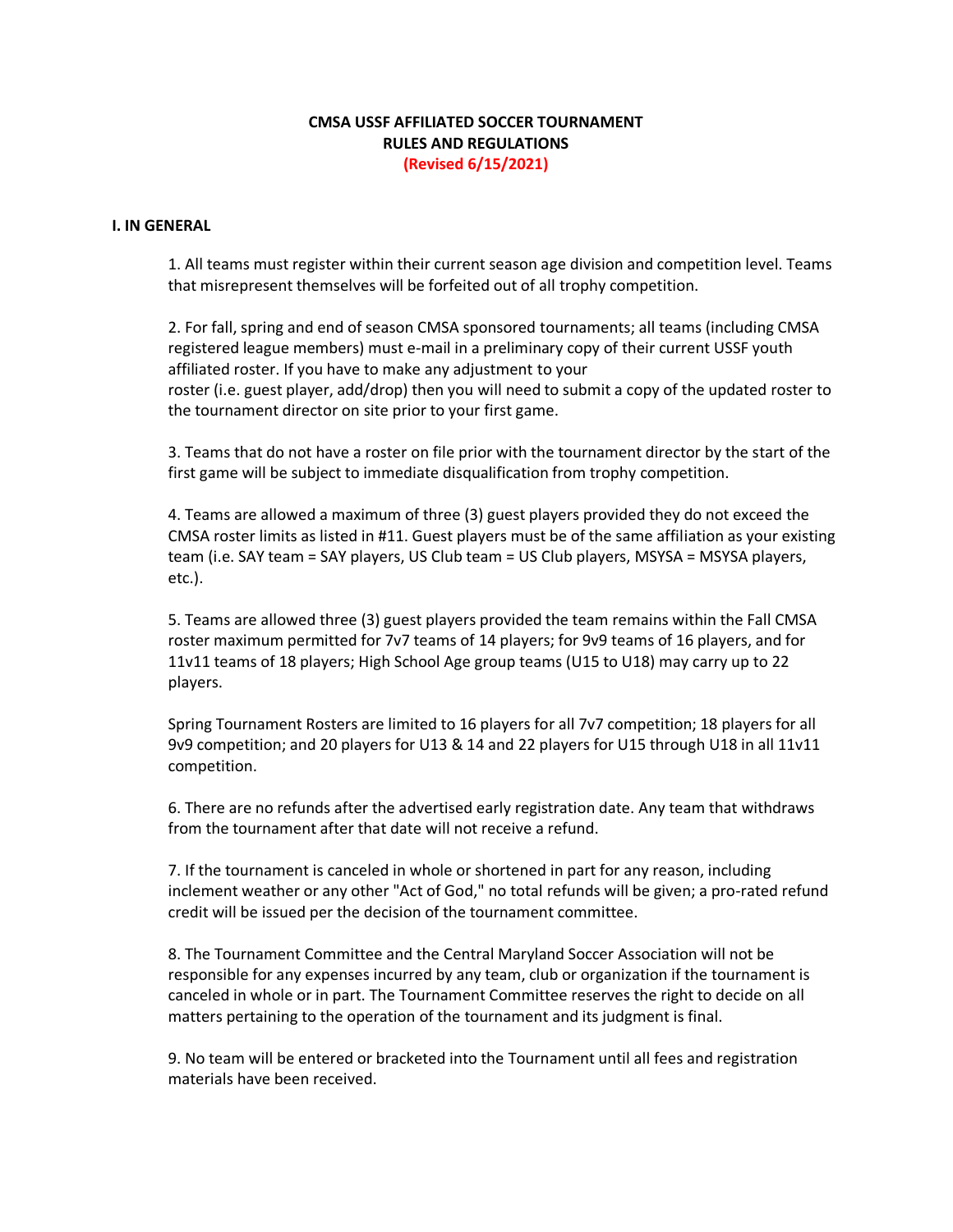**CMSA USSF AFFILIATED SOCCER TOURNAMENT**
**RULES AND REGULATIONS**
**(Revised 6/15/2021)**

## I. IN GENERAL

1. All teams must register within their current season age division and competition level. Teams that misrepresent themselves will be forfeited out of all trophy competition.

2. For fall, spring and end of season CMSA sponsored tournaments; all teams (including CMSA registered league members) must e-mail in a preliminary copy of their current USSF youth affiliated roster. If you have to make any adjustment to your roster (i.e. guest player, add/drop) then you will need to submit a copy of the updated roster to the tournament director on site prior to your first game.

3. Teams that do not have a roster on file prior with the tournament director by the start of the first game will be subject to immediate disqualification from trophy competition.

4. Teams are allowed a maximum of three (3) guest players provided they do not exceed the CMSA roster limits as listed in #11. Guest players must be of the same affiliation as your existing team (i.e. SAY team = SAY players, US Club team = US Club players, MSYSA = MSYSA players, etc.).

5. Teams are allowed three (3) guest players provided the team remains within the Fall CMSA roster maximum permitted for 7v7 teams of 14 players; for 9v9 teams of 16 players, and for 11v11 teams of 18 players; High School Age group teams (U15 to U18) may carry up to 22 players.

Spring Tournament Rosters are limited to 16 players for all 7v7 competition; 18 players for all 9v9 competition; and 20 players for U13 & 14 and 22 players for U15 through U18 in all 11v11 competition.

6. There are no refunds after the advertised early registration date. Any team that withdraws from the tournament after that date will not receive a refund.

7. If the tournament is canceled in whole or shortened in part for any reason, including inclement weather or any other "Act of God," no total refunds will be given; a pro-rated refund credit will be issued per the decision of the tournament committee.

8. The Tournament Committee and the Central Maryland Soccer Association will not be responsible for any expenses incurred by any team, club or organization if the tournament is canceled in whole or in part. The Tournament Committee reserves the right to decide on all matters pertaining to the operation of the tournament and its judgment is final.

9. No team will be entered or bracketed into the Tournament until all fees and registration materials have been received.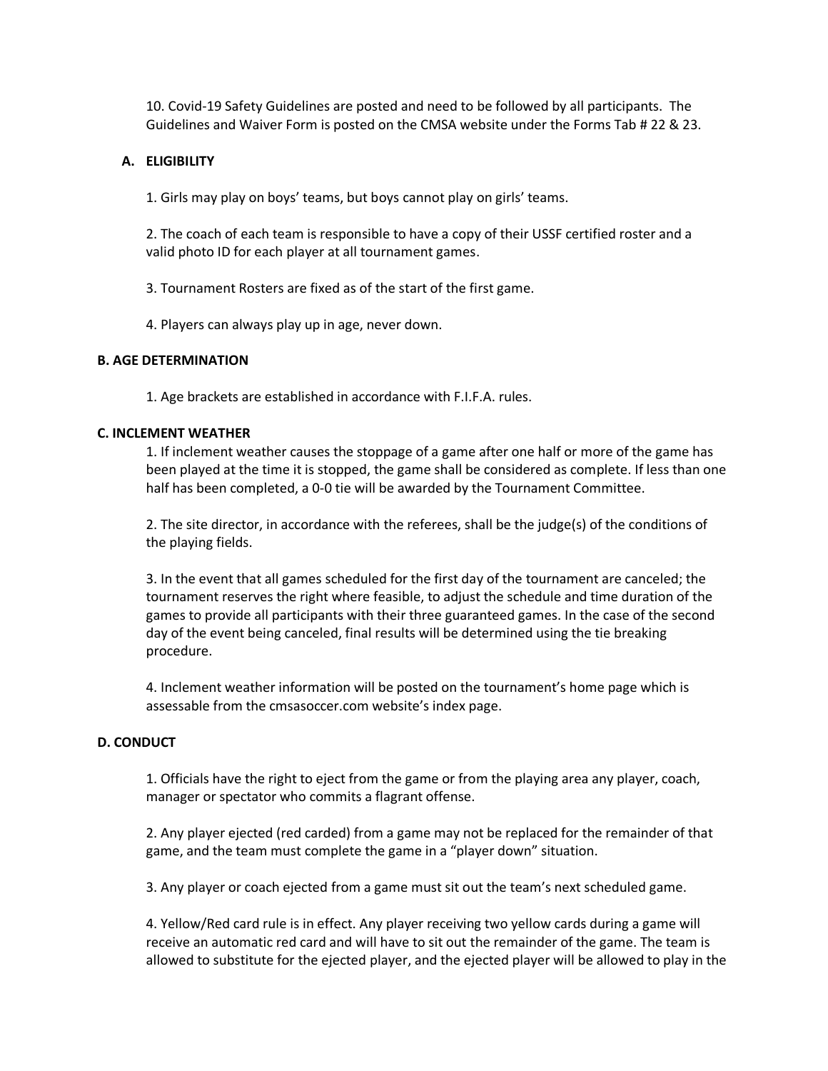10. Covid-19 Safety Guidelines are posted and need to be followed by all participants. The Guidelines and Waiver Form is posted on the CMSA website under the Forms Tab # 22 & 23.

### A. ELIGIBILITY

1. Girls may play on boys' teams, but boys cannot play on girls' teams.

2. The coach of each team is responsible to have a copy of their USSF certified roster and a valid photo ID for each player at all tournament games.

3. Tournament Rosters are fixed as of the start of the first game.

4. Players can always play up in age, never down.

### B. AGE DETERMINATION

1. Age brackets are established in accordance with F.I.F.A. rules.

### C. INCLEMENT WEATHER

1. If inclement weather causes the stoppage of a game after one half or more of the game has been played at the time it is stopped, the game shall be considered as complete. If less than one half has been completed, a 0-0 tie will be awarded by the Tournament Committee.

2. The site director, in accordance with the referees, shall be the judge(s) of the conditions of the playing fields.

3. In the event that all games scheduled for the first day of the tournament are canceled; the tournament reserves the right where feasible, to adjust the schedule and time duration of the games to provide all participants with their three guaranteed games. In the case of the second day of the event being canceled, final results will be determined using the tie breaking procedure.

4. Inclement weather information will be posted on the tournament's home page which is assessable from the cmsasoccer.com website's index page.

### D. CONDUCT

1. Officials have the right to eject from the game or from the playing area any player, coach, manager or spectator who commits a flagrant offense.

2. Any player ejected (red carded) from a game may not be replaced for the remainder of that game, and the team must complete the game in a "player down" situation.

3. Any player or coach ejected from a game must sit out the team's next scheduled game.

4. Yellow/Red card rule is in effect. Any player receiving two yellow cards during a game will receive an automatic red card and will have to sit out the remainder of the game. The team is allowed to substitute for the ejected player, and the ejected player will be allowed to play in the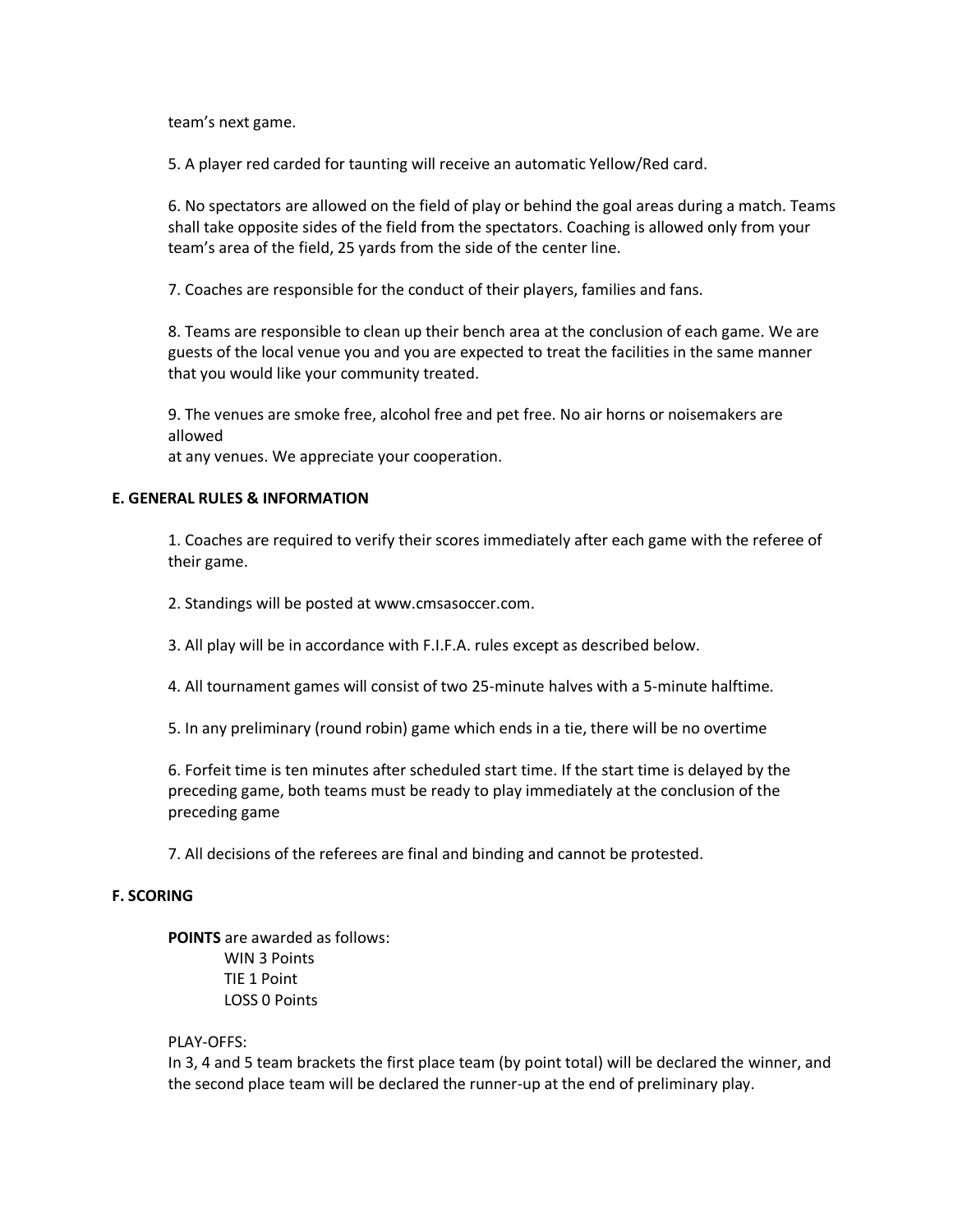team's next game.

5. A player red carded for taunting will receive an automatic Yellow/Red card.

6. No spectators are allowed on the field of play or behind the goal areas during a match. Teams shall take opposite sides of the field from the spectators. Coaching is allowed only from your team's area of the field, 25 yards from the side of the center line.

7. Coaches are responsible for the conduct of their players, families and fans.

8. Teams are responsible to clean up their bench area at the conclusion of each game. We are guests of the local venue you and you are expected to treat the facilities in the same manner that you would like your community treated.

9. The venues are smoke free, alcohol free and pet free. No air horns or noisemakers are allowed
at any venues. We appreciate your cooperation.

**E. GENERAL RULES & INFORMATION**

1. Coaches are required to verify their scores immediately after each game with the referee of their game.

2. Standings will be posted at www.cmsasoccer.com.

3. All play will be in accordance with F.I.F.A. rules except as described below.

4. All tournament games will consist of two 25-minute halves with a 5-minute halftime.

5. In any preliminary (round robin) game which ends in a tie, there will be no overtime

6. Forfeit time is ten minutes after scheduled start time. If the start time is delayed by the preceding game, both teams must be ready to play immediately at the conclusion of the preceding game

7. All decisions of the referees are final and binding and cannot be protested.

**F. SCORING**

**POINTS** are awarded as follows:

WIN 3 Points
TIE 1 Point
LOSS 0 Points

PLAY-OFFS:
In 3, 4 and 5 team brackets the first place team (by point total) will be declared the winner, and the second place team will be declared the runner-up at the end of preliminary play.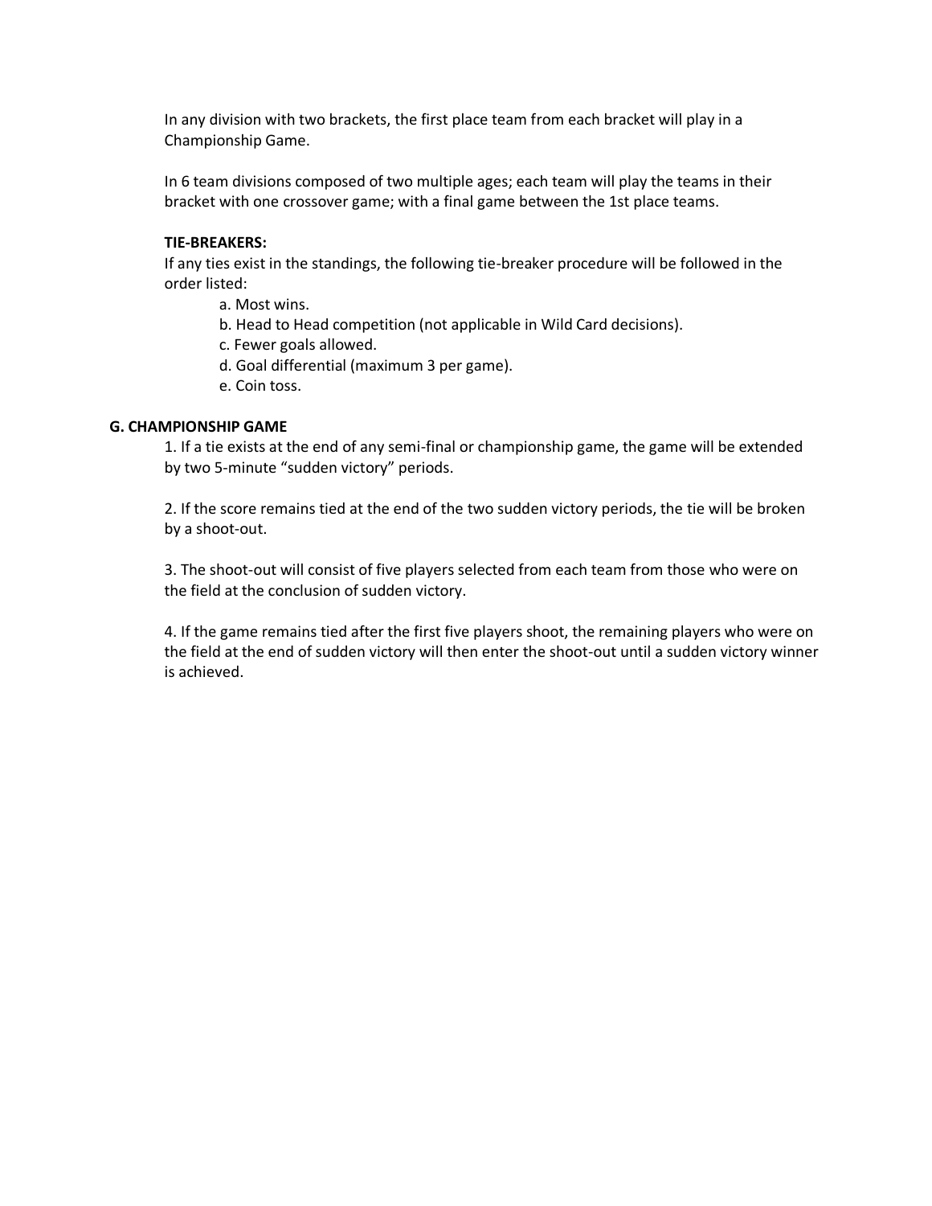In any division with two brackets, the first place team from each bracket will play in a Championship Game.

In 6 team divisions composed of two multiple ages; each team will play the teams in their bracket with one crossover game; with a final game between the 1st place teams.

**TIE-BREAKERS:**

If any ties exist in the standings, the following tie-breaker procedure will be followed in the order listed:

a. Most wins.
b. Head to Head competition (not applicable in Wild Card decisions).
c. Fewer goals allowed.
d. Goal differential (maximum 3 per game).
e. Coin toss.

## G. CHAMPIONSHIP GAME

1. If a tie exists at the end of any semi-final or championship game, the game will be extended by two 5-minute “sudden victory” periods.

2. If the score remains tied at the end of the two sudden victory periods, the tie will be broken by a shoot-out.

3. The shoot-out will consist of five players selected from each team from those who were on the field at the conclusion of sudden victory.

4. If the game remains tied after the first five players shoot, the remaining players who were on the field at the end of sudden victory will then enter the shoot-out until a sudden victory winner is achieved.